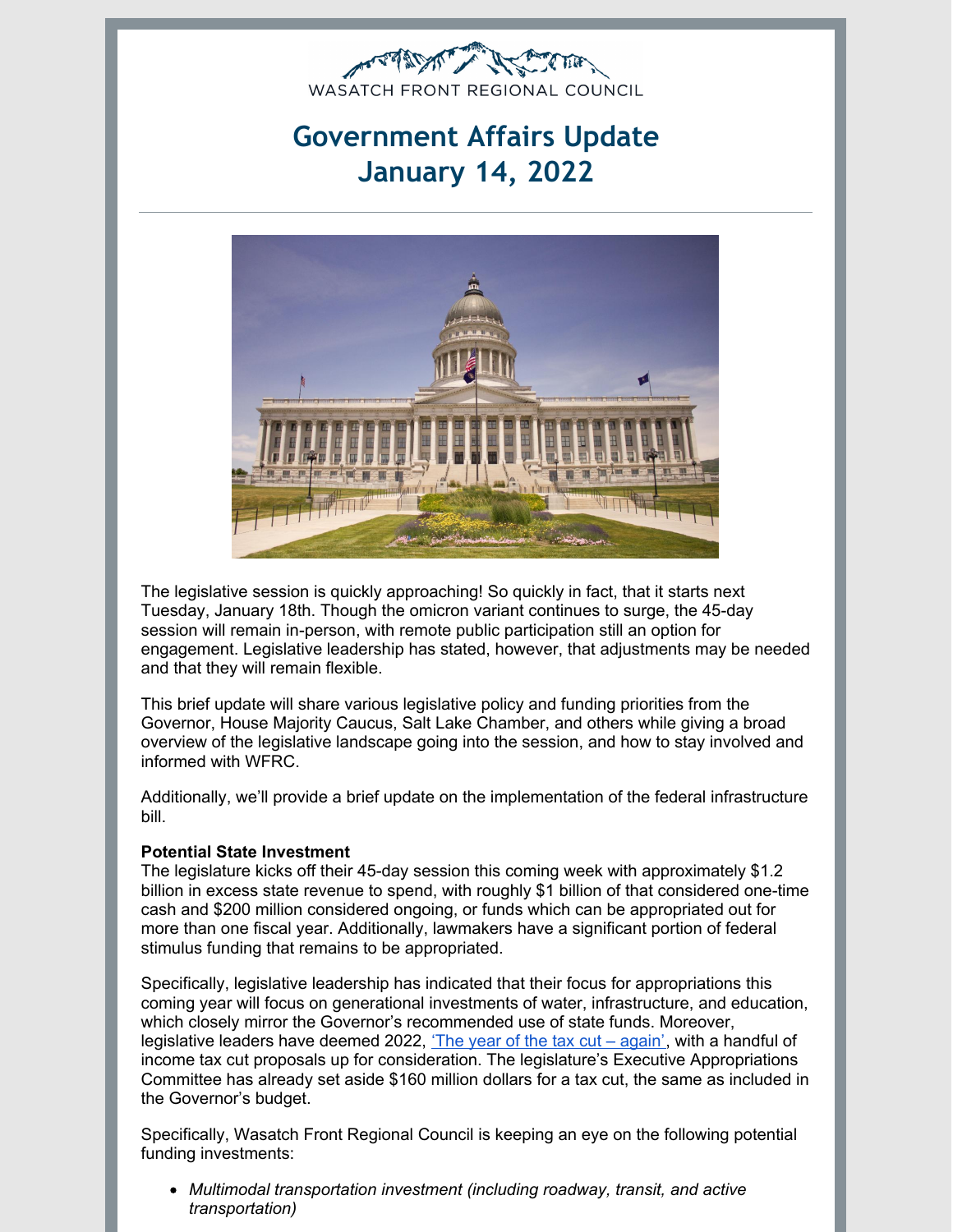WASATCH FRONT REGIONAL COUNCIL

# Government Affairs Update
# January 14, 2022

The legislative session is quickly approaching! So quickly in fact, that it starts next Tuesday, January 18th. Though the omicron variant continues to surge, the 45-day session will remain in-person, with remote public participation still an option for engagement. Legislative leadership has stated, however, that adjustments may be needed and that they will remain flexible.

This brief update will share various legislative policy and funding priorities from the Governor, House Majority Caucus, Salt Lake Chamber, and others while giving a broad overview of the legislative landscape going into the session, and how to stay involved and informed with WFRC.

Additionally, we'll provide a brief update on the implementation of the federal infrastructure bill.

**Potential State Investment**

The legislature kicks off their 45-day session this coming week with approximately $1.2 billion in excess state revenue to spend, with roughly $1 billion of that considered one-time cash and $200 million considered ongoing, or funds which can be appropriated out for more than one fiscal year. Additionally, lawmakers have a significant portion of federal stimulus funding that remains to be appropriated.

Specifically, legislative leadership has indicated that their focus for appropriations this coming year will focus on generational investments of water, infrastructure, and education, which closely mirror the Governor's recommended use of state funds. Moreover, legislative leaders have deemed 2022, 'The year of the tax cut – again', with a handful of income tax cut proposals up for consideration. The legislature's Executive Appropriations Committee has already set aside $160 million dollars for a tax cut, the same as included in the Governor's budget.

Specifically, Wasatch Front Regional Council is keeping an eye on the following potential funding investments:

- *Multimodal transportation investment (including roadway, transit, and active transportation)*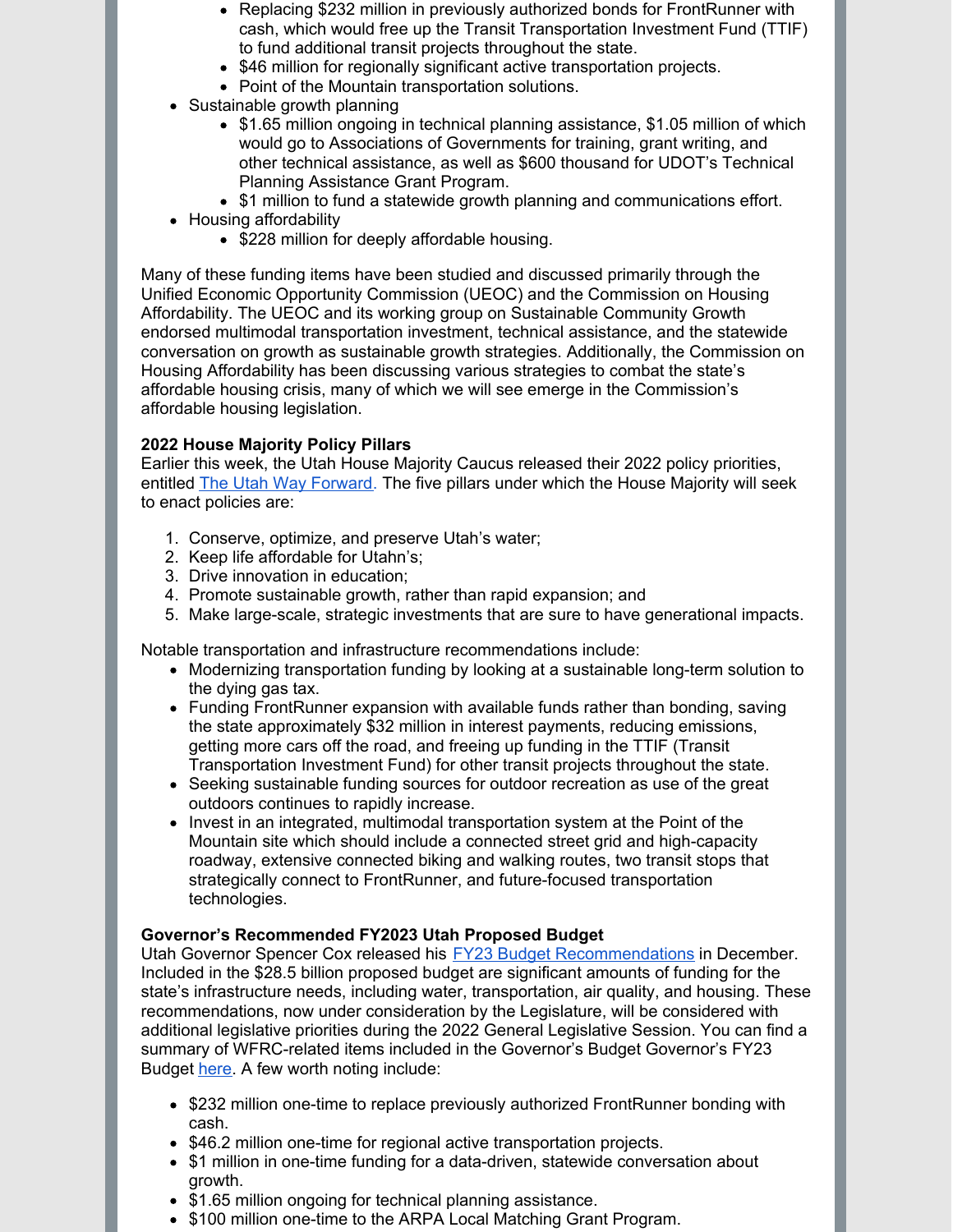- Replacing $232 million in previously authorized bonds for FrontRunner with cash, which would free up the Transit Transportation Investment Fund (TTIF) to fund additional transit projects throughout the state.
    - $46 million for regionally significant active transportation projects.
    - Point of the Mountain transportation solutions.
- Sustainable growth planning
    - $1.65 million ongoing in technical planning assistance, $1.05 million of which would go to Associations of Governments for training, grant writing, and other technical assistance, as well as $600 thousand for UDOT's Technical Planning Assistance Grant Program.
    - $1 million to fund a statewide growth planning and communications effort.
- Housing affordability
    - $228 million for deeply affordable housing.

Many of these funding items have been studied and discussed primarily through the Unified Economic Opportunity Commission (UEOC) and the Commission on Housing Affordability. The UEOC and its working group on Sustainable Community Growth endorsed multimodal transportation investment, technical assistance, and the statewide conversation on growth as sustainable growth strategies. Additionally, the Commission on Housing Affordability has been discussing various strategies to combat the state's affordable housing crisis, many of which we will see emerge in the Commission's affordable housing legislation.

**2022 House Majority Policy Pillars**

Earlier this week, the Utah House Majority Caucus released their 2022 policy priorities, entitled [The Utah Way Forward.](#) The five pillars under which the House Majority will seek to enact policies are:

1. Conserve, optimize, and preserve Utah's water;
2. Keep life affordable for Utahn's;
3. Drive innovation in education;
4. Promote sustainable growth, rather than rapid expansion; and
5. Make large-scale, strategic investments that are sure to have generational impacts.

Notable transportation and infrastructure recommendations include:

- Modernizing transportation funding by looking at a sustainable long-term solution to the dying gas tax.
- Funding FrontRunner expansion with available funds rather than bonding, saving the state approximately $32 million in interest payments, reducing emissions, getting more cars off the road, and freeing up funding in the TTIF (Transit Transportation Investment Fund) for other transit projects throughout the state.
- Seeking sustainable funding sources for outdoor recreation as use of the great outdoors continues to rapidly increase.
- Invest in an integrated, multimodal transportation system at the Point of the Mountain site which should include a connected street grid and high-capacity roadway, extensive connected biking and walking routes, two transit stops that strategically connect to FrontRunner, and future-focused transportation technologies.

**Governor's Recommended FY2023 Utah Proposed Budget**

Utah Governor Spencer Cox released his [FY23 Budget Recommendations](#) in December. Included in the $28.5 billion proposed budget are significant amounts of funding for the state's infrastructure needs, including water, transportation, air quality, and housing. These recommendations, now under consideration by the Legislature, will be considered with additional legislative priorities during the 2022 General Legislative Session. You can find a summary of WFRC-related items included in the Governor's Budget Governor's FY23 Budget [here](#). A few worth noting include:

- $232 million one-time to replace previously authorized FrontRunner bonding with cash.
- $46.2 million one-time for regional active transportation projects.
- $1 million in one-time funding for a data-driven, statewide conversation about growth.
- $1.65 million ongoing for technical planning assistance.
- $100 million one-time to the ARPA Local Matching Grant Program.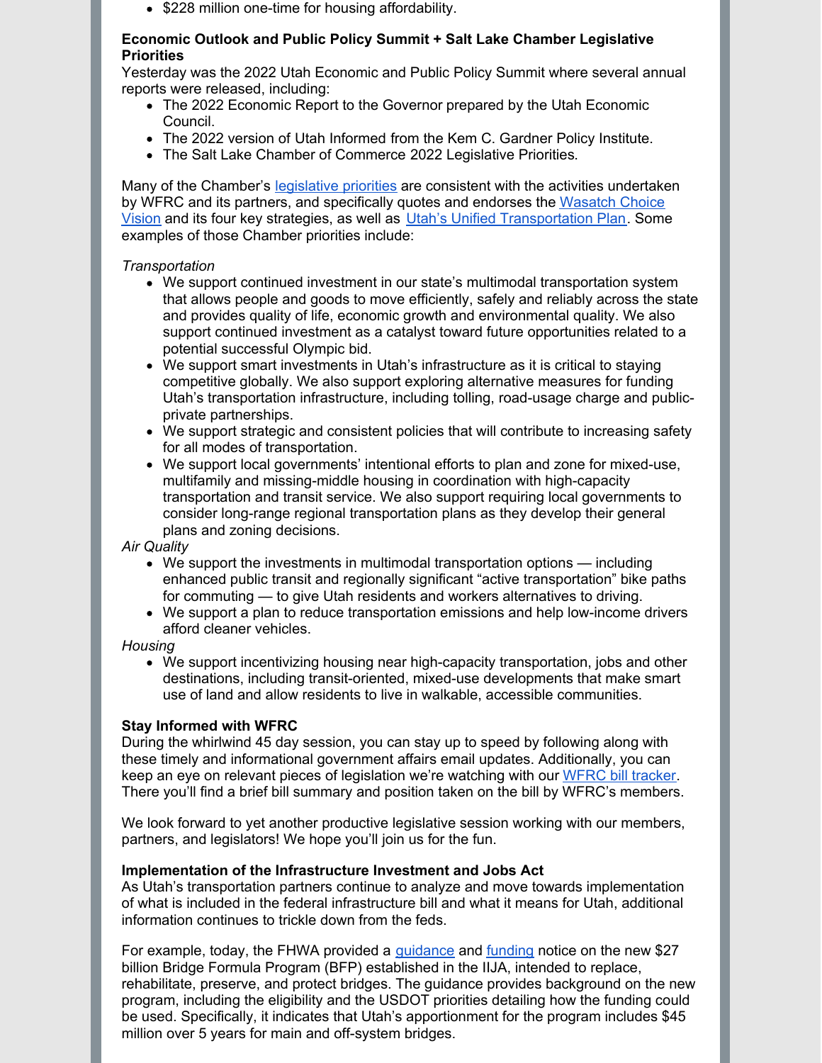- $228 million one-time for housing affordability.

**Economic Outlook and Public Policy Summit + Salt Lake Chamber Legislative Priorities**

Yesterday was the 2022 Utah Economic and Public Policy Summit where several annual reports were released, including:

- The 2022 Economic Report to the Governor prepared by the Utah Economic Council.
- The 2022 version of Utah Informed from the Kem C. Gardner Policy Institute.
- The Salt Lake Chamber of Commerce 2022 Legislative Priorities.

Many of the Chamber's legislative priorities are consistent with the activities undertaken by WFRC and its partners, and specifically quotes and endorses the Wasatch Choice Vision and its four key strategies, as well as Utah's Unified Transportation Plan. Some examples of those Chamber priorities include:

*Transportation*

- We support continued investment in our state's multimodal transportation system that allows people and goods to move efficiently, safely and reliably across the state and provides quality of life, economic growth and environmental quality. We also support continued investment as a catalyst toward future opportunities related to a potential successful Olympic bid.
- We support smart investments in Utah's infrastructure as it is critical to staying competitive globally. We also support exploring alternative measures for funding Utah's transportation infrastructure, including tolling, road-usage charge and public-private partnerships.
- We support strategic and consistent policies that will contribute to increasing safety for all modes of transportation.
- We support local governments' intentional efforts to plan and zone for mixed-use, multifamily and missing-middle housing in coordination with high-capacity transportation and transit service. We also support requiring local governments to consider long-range regional transportation plans as they develop their general plans and zoning decisions.

*Air Quality*

- We support the investments in multimodal transportation options — including enhanced public transit and regionally significant "active transportation" bike paths for commuting — to give Utah residents and workers alternatives to driving.
- We support a plan to reduce transportation emissions and help low-income drivers afford cleaner vehicles.

*Housing*

- We support incentivizing housing near high-capacity transportation, jobs and other destinations, including transit-oriented, mixed-use developments that make smart use of land and allow residents to live in walkable, accessible communities.

**Stay Informed with WFRC**

During the whirlwind 45 day session, you can stay up to speed by following along with these timely and informational government affairs email updates. Additionally, you can keep an eye on relevant pieces of legislation we're watching with our WFRC bill tracker. There you'll find a brief bill summary and position taken on the bill by WFRC's members.

We look forward to yet another productive legislative session working with our members, partners, and legislators! We hope you'll join us for the fun.

**Implementation of the Infrastructure Investment and Jobs Act**

As Utah's transportation partners continue to analyze and move towards implementation of what is included in the federal infrastructure bill and what it means for Utah, additional information continues to trickle down from the feds.

For example, today, the FHWA provided a guidance and funding notice on the new $27 billion Bridge Formula Program (BFP) established in the IIJA, intended to replace, rehabilitate, preserve, and protect bridges. The guidance provides background on the new program, including the eligibility and the USDOT priorities detailing how the funding could be used. Specifically, it indicates that Utah's apportionment for the program includes $45 million over 5 years for main and off-system bridges.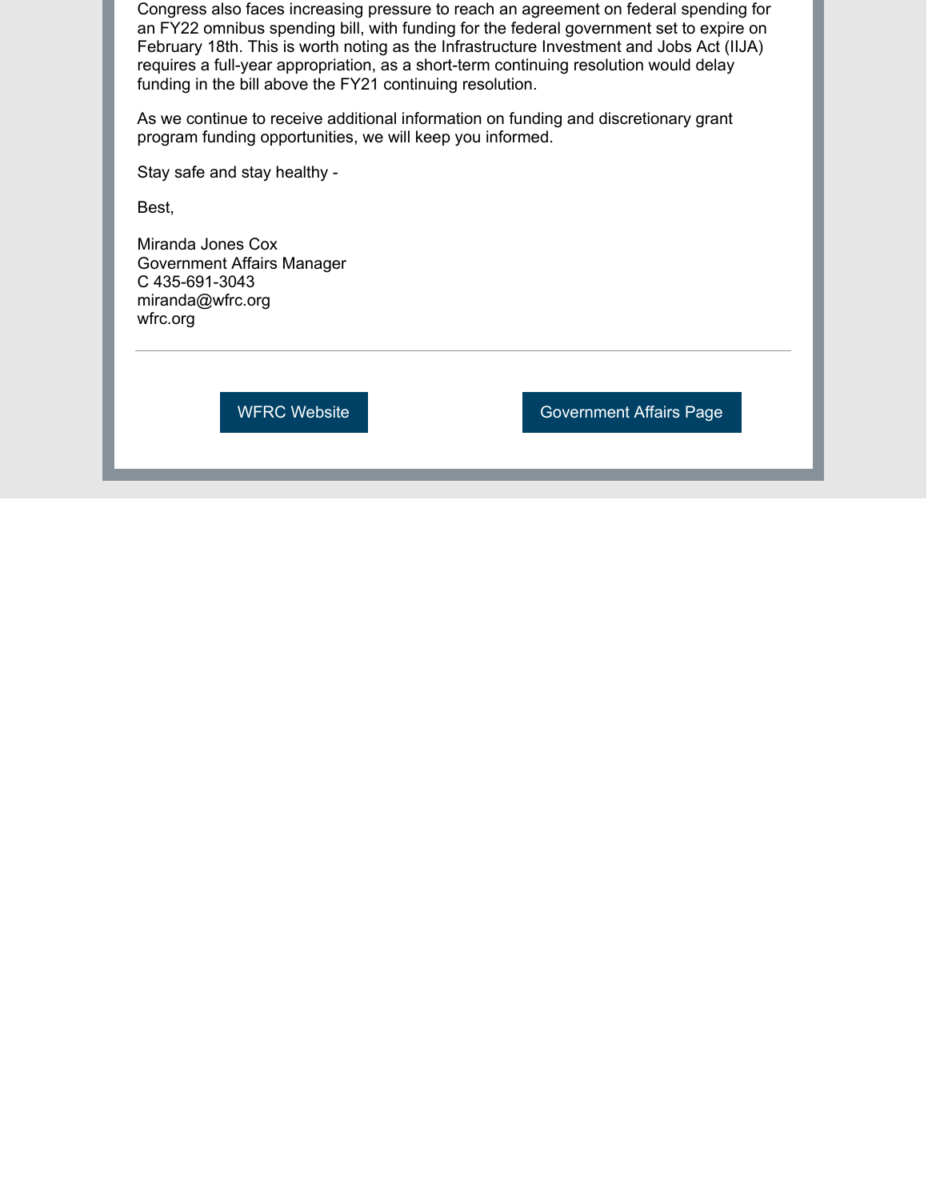Congress also faces increasing pressure to reach an agreement on federal spending for an FY22 omnibus spending bill, with funding for the federal government set to expire on February 18th. This is worth noting as the Infrastructure Investment and Jobs Act (IIJA) requires a full-year appropriation, as a short-term continuing resolution would delay funding in the bill above the FY21 continuing resolution.

As we continue to receive additional information on funding and discretionary grant program funding opportunities, we will keep you informed.

Stay safe and stay healthy -

Best,

Miranda Jones Cox
Government Affairs Manager
C 435-691-3043
miranda@wfrc.org
wfrc.org

---

WFRC Website

Government Affairs Page